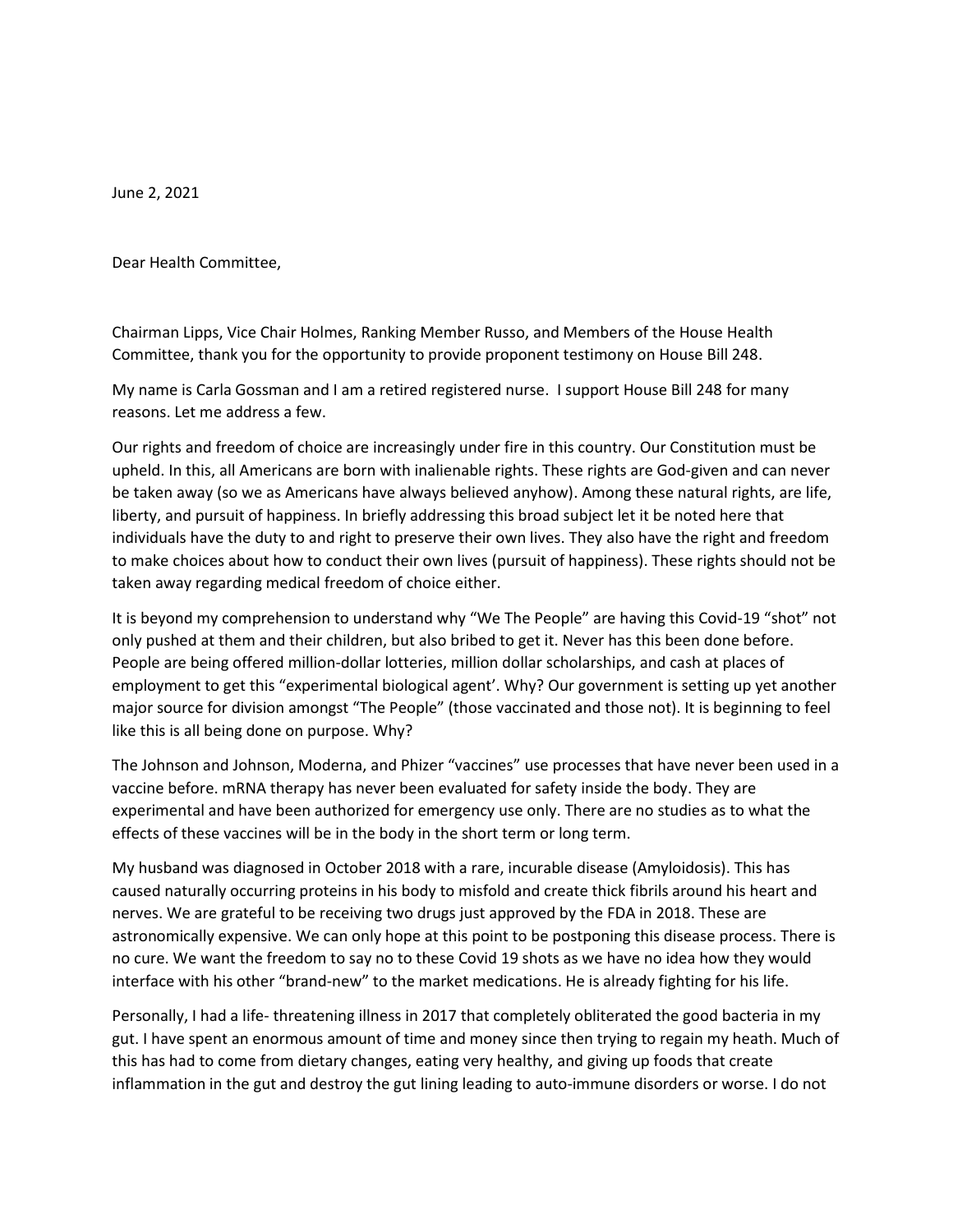June 2, 2021

Dear Health Committee,

Chairman Lipps, Vice Chair Holmes, Ranking Member Russo, and Members of the House Health Committee, thank you for the opportunity to provide proponent testimony on House Bill 248.

My name is Carla Gossman and I am a retired registered nurse. I support House Bill 248 for many reasons. Let me address a few.

Our rights and freedom of choice are increasingly under fire in this country. Our Constitution must be upheld. In this, all Americans are born with inalienable rights. These rights are God-given and can never be taken away (so we as Americans have always believed anyhow). Among these natural rights, are life, liberty, and pursuit of happiness. In briefly addressing this broad subject let it be noted here that individuals have the duty to and right to preserve their own lives. They also have the right and freedom to make choices about how to conduct their own lives (pursuit of happiness). These rights should not be taken away regarding medical freedom of choice either.

It is beyond my comprehension to understand why "We The People" are having this Covid-19 "shot" not only pushed at them and their children, but also bribed to get it. Never has this been done before. People are being offered million-dollar lotteries, million dollar scholarships, and cash at places of employment to get this "experimental biological agent'. Why? Our government is setting up yet another major source for division amongst "The People" (those vaccinated and those not). It is beginning to feel like this is all being done on purpose. Why?

The Johnson and Johnson, Moderna, and Phizer "vaccines" use processes that have never been used in a vaccine before. mRNA therapy has never been evaluated for safety inside the body. They are experimental and have been authorized for emergency use only. There are no studies as to what the effects of these vaccines will be in the body in the short term or long term.

My husband was diagnosed in October 2018 with a rare, incurable disease (Amyloidosis). This has caused naturally occurring proteins in his body to misfold and create thick fibrils around his heart and nerves. We are grateful to be receiving two drugs just approved by the FDA in 2018. These are astronomically expensive. We can only hope at this point to be postponing this disease process. There is no cure. We want the freedom to say no to these Covid 19 shots as we have no idea how they would interface with his other "brand-new" to the market medications. He is already fighting for his life.

Personally, I had a life- threatening illness in 2017 that completely obliterated the good bacteria in my gut. I have spent an enormous amount of time and money since then trying to regain my heath. Much of this has had to come from dietary changes, eating very healthy, and giving up foods that create inflammation in the gut and destroy the gut lining leading to auto-immune disorders or worse. I do not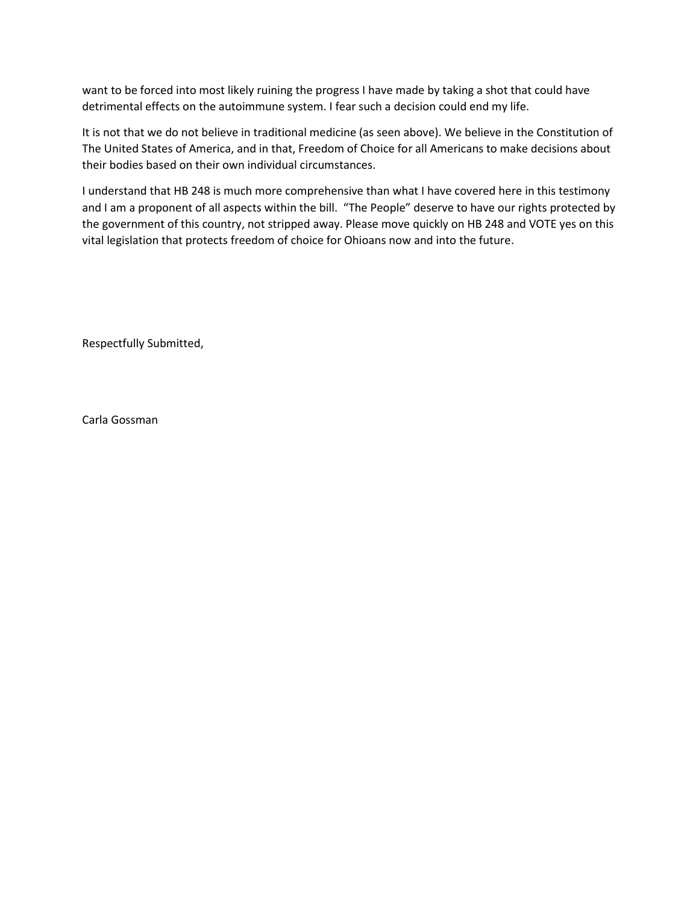want to be forced into most likely ruining the progress I have made by taking a shot that could have detrimental effects on the autoimmune system. I fear such a decision could end my life.

It is not that we do not believe in traditional medicine (as seen above). We believe in the Constitution of The United States of America, and in that, Freedom of Choice for all Americans to make decisions about their bodies based on their own individual circumstances.

I understand that HB 248 is much more comprehensive than what I have covered here in this testimony and I am a proponent of all aspects within the bill. "The People" deserve to have our rights protected by the government of this country, not stripped away. Please move quickly on HB 248 and VOTE yes on this vital legislation that protects freedom of choice for Ohioans now and into the future.

Respectfully Submitted,

Carla Gossman